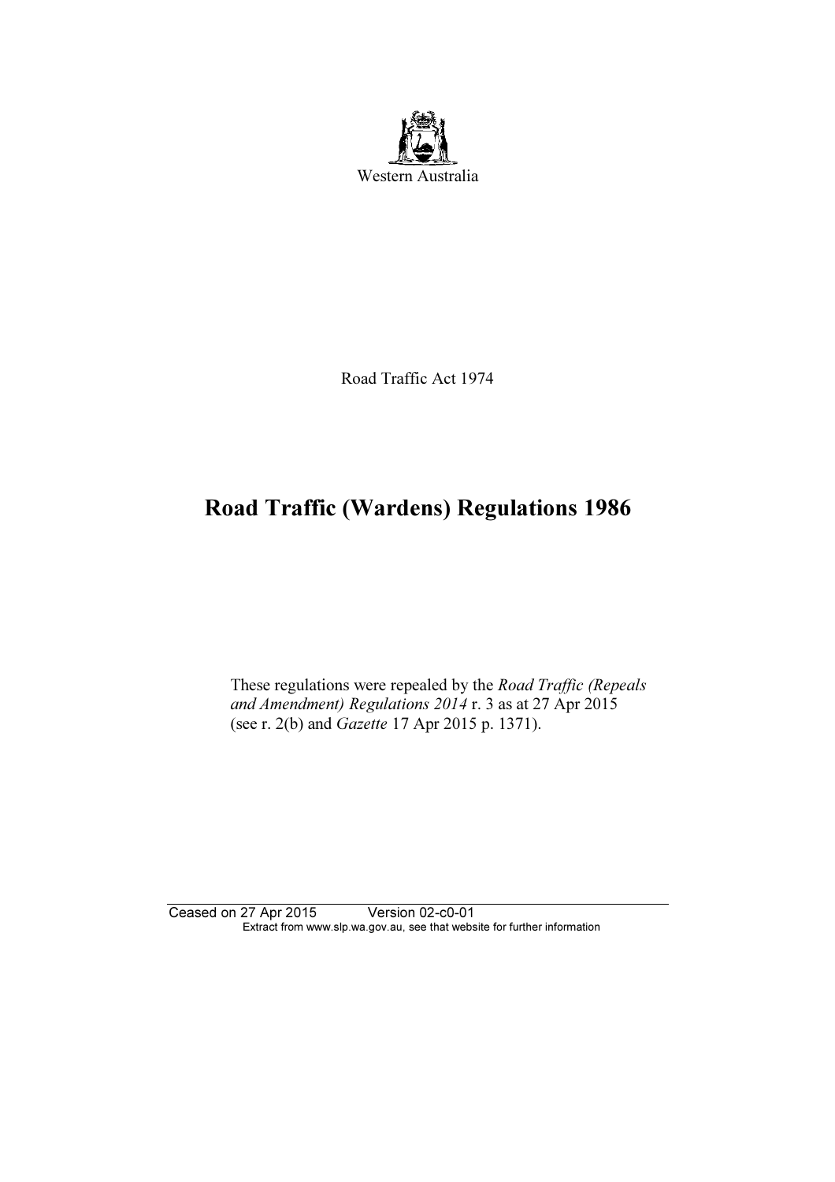Western Australia

Road Traffic Act 1974

# Road Traffic (Wardens) Regulations 1986

These regulations were repealed by the *Road Traffic (Repeals and Amendment) Regulations 2014* r. 3 as at 27 Apr 2015 (see r. 2(b) and *Gazette* 17 Apr 2015 p. 1371).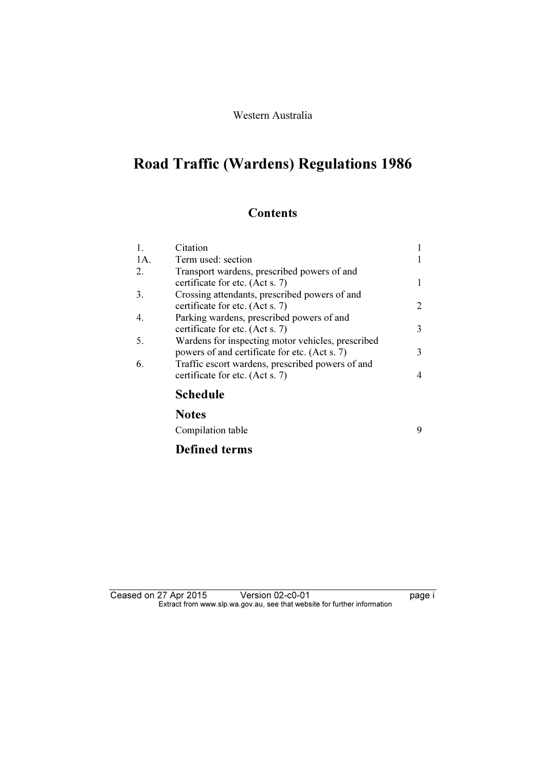Western Australia

# Road Traffic (Wardens) Regulations 1986

## Contents

| | | |
|---|---|---|
| 1. | Citation | 1 |
| 1A. | Term used: section | 1 |
| 2. | Transport wardens, prescribed powers of and certificate for etc. (Act s. 7) | 1 |
| 3. | Crossing attendants, prescribed powers of and certificate for etc. (Act s. 7) | 2 |
| 4. | Parking wardens, prescribed powers of and certificate for etc. (Act s. 7) | 3 |
| 5. | Wardens for inspecting motor vehicles, prescribed powers of and certificate for etc. (Act s. 7) | 3 |
| 6. | Traffic escort wardens, prescribed powers of and certificate for etc. (Act s. 7) | 4 |

**Schedule**

**Notes**

Compilation table 9

**Defined terms**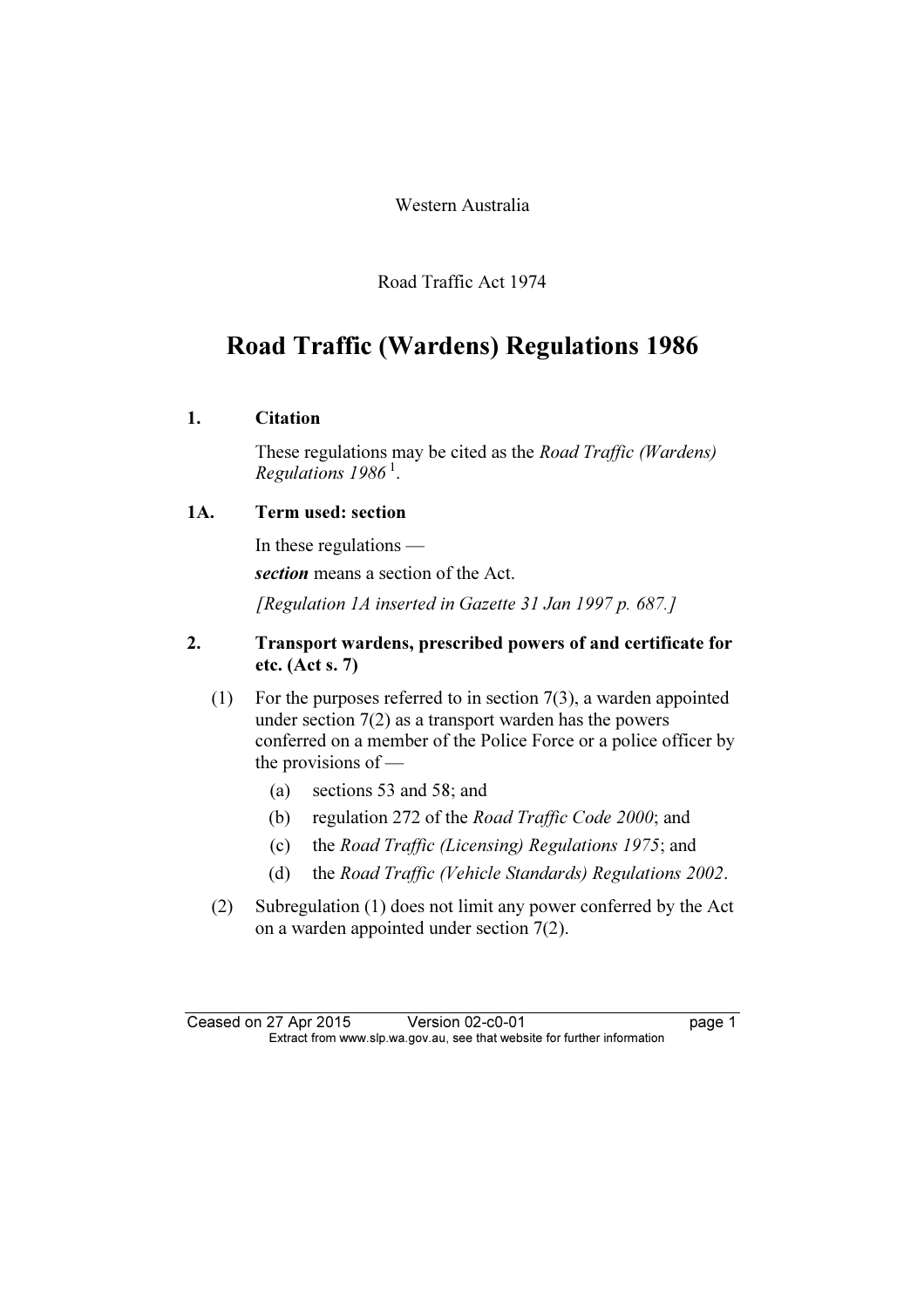Western Australia

Road Traffic Act 1974

# Road Traffic (Wardens) Regulations 1986

### 1. Citation

These regulations may be cited as the *Road Traffic (Wardens) Regulations 1986* [1].

### 1A. Term used: section

In these regulations —

***section*** means a section of the Act.

*[Regulation 1A inserted in Gazette 31 Jan 1997 p. 687.]*

### 2. Transport wardens, prescribed powers of and certificate for etc. (Act s. 7)

(1) For the purposes referred to in section 7(3), a warden appointed under section 7(2) as a transport warden has the powers conferred on a member of the Police Force or a police officer by the provisions of —

- (a) sections 53 and 58; and
- (b) regulation 272 of the *Road Traffic Code 2000*; and
- (c) the *Road Traffic (Licensing) Regulations 1975*; and
- (d) the *Road Traffic (Vehicle Standards) Regulations 2002*.

(2) Subregulation (1) does not limit any power conferred by the Act on a warden appointed under section 7(2).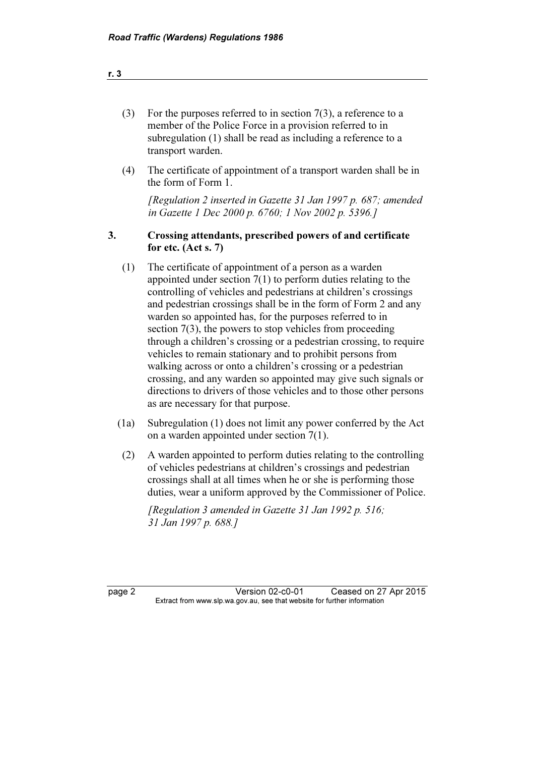(3) For the purposes referred to in section 7(3), a reference to a member of the Police Force in a provision referred to in subregulation (1) shall be read as including a reference to a transport warden.

(4) The certificate of appointment of a transport warden shall be in the form of Form 1.

*[Regulation 2 inserted in Gazette 31 Jan 1997 p. 687; amended in Gazette 1 Dec 2000 p. 6760; 1 Nov 2002 p. 5396.]*

## 3. Crossing attendants, prescribed powers of and certificate for etc. (Act s. 7)

(1) The certificate of appointment of a person as a warden appointed under section 7(1) to perform duties relating to the controlling of vehicles and pedestrians at children's crossings and pedestrian crossings shall be in the form of Form 2 and any warden so appointed has, for the purposes referred to in section 7(3), the powers to stop vehicles from proceeding through a children's crossing or a pedestrian crossing, to require vehicles to remain stationary and to prohibit persons from walking across or onto a children's crossing or a pedestrian crossing, and any warden so appointed may give such signals or directions to drivers of those vehicles and to those other persons as are necessary for that purpose.

(1a) Subregulation (1) does not limit any power conferred by the Act on a warden appointed under section 7(1).

(2) A warden appointed to perform duties relating to the controlling of vehicles pedestrians at children's crossings and pedestrian crossings shall at all times when he or she is performing those duties, wear a uniform approved by the Commissioner of Police.

*[Regulation 3 amended in Gazette 31 Jan 1992 p. 516; 31 Jan 1997 p. 688.]*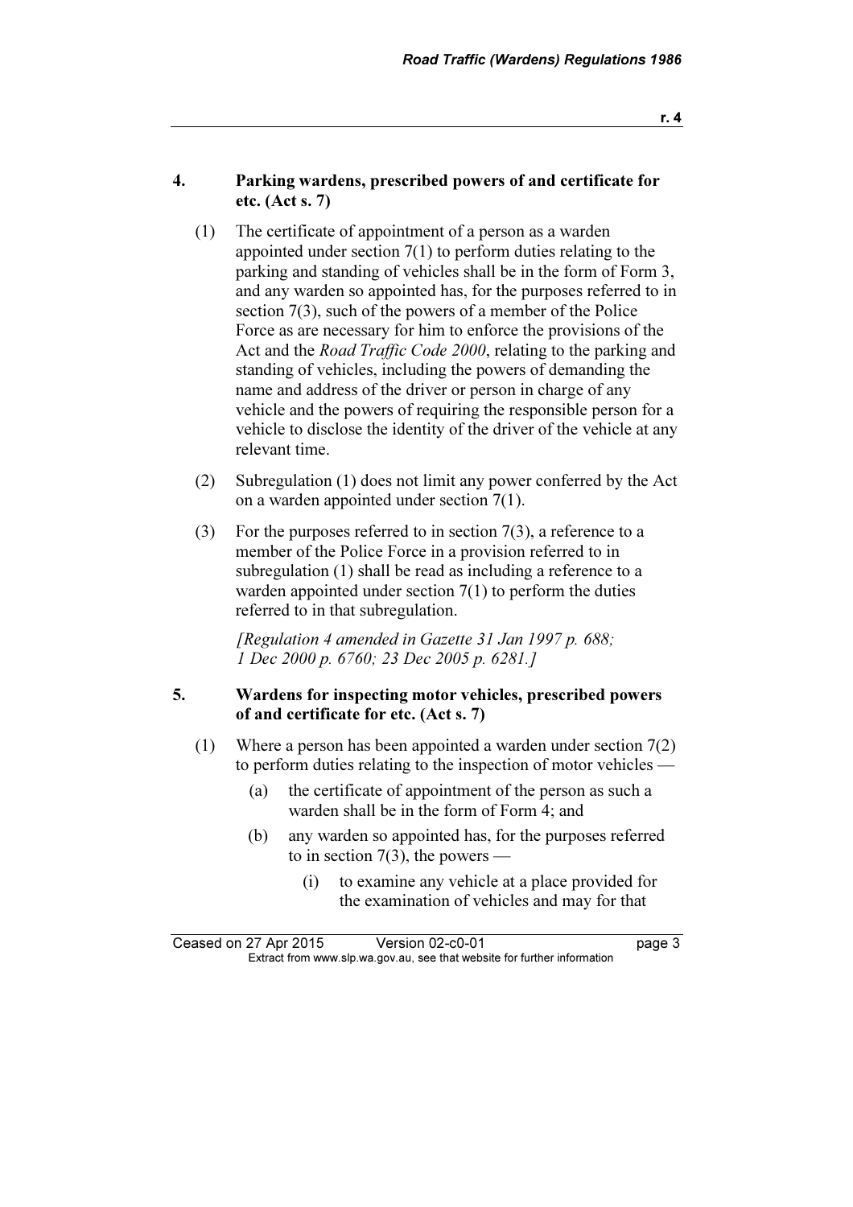## 4. Parking wardens, prescribed powers of and certificate for etc. (Act s. 7)

(1) The certificate of appointment of a person as a warden appointed under section 7(1) to perform duties relating to the parking and standing of vehicles shall be in the form of Form 3, and any warden so appointed has, for the purposes referred to in section 7(3), such of the powers of a member of the Police Force as are necessary for him to enforce the provisions of the Act and the *Road Traffic Code 2000*, relating to the parking and standing of vehicles, including the powers of demanding the name and address of the driver or person in charge of any vehicle and the powers of requiring the responsible person for a vehicle to disclose the identity of the driver of the vehicle at any relevant time.

(2) Subregulation (1) does not limit any power conferred by the Act on a warden appointed under section 7(1).

(3) For the purposes referred to in section 7(3), a reference to a member of the Police Force in a provision referred to in subregulation (1) shall be read as including a reference to a warden appointed under section 7(1) to perform the duties referred to in that subregulation.

*[Regulation 4 amended in Gazette 31 Jan 1997 p. 688; 1 Dec 2000 p. 6760; 23 Dec 2005 p. 6281.]*

## 5. Wardens for inspecting motor vehicles, prescribed powers of and certificate for etc. (Act s. 7)

(1) Where a person has been appointed a warden under section 7(2) to perform duties relating to the inspection of motor vehicles —

- (a) the certificate of appointment of the person as such a warden shall be in the form of Form 4; and
- (b) any warden so appointed has, for the purposes referred to in section 7(3), the powers —
  - (i) to examine any vehicle at a place provided for the examination of vehicles and may for that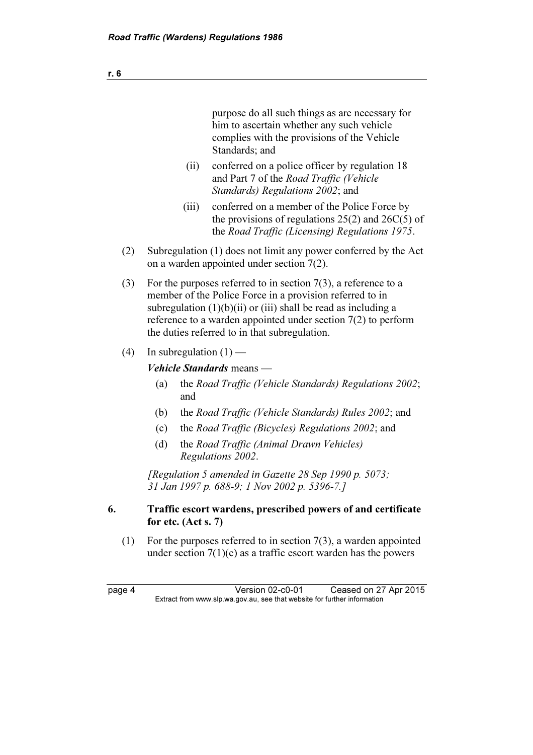purpose do all such things as are necessary for him to ascertain whether any such vehicle complies with the provisions of the Vehicle Standards; and

(ii) conferred on a police officer by regulation 18 and Part 7 of the *Road Traffic (Vehicle Standards) Regulations 2002*; and

(iii) conferred on a member of the Police Force by the provisions of regulations 25(2) and 26C(5) of the *Road Traffic (Licensing) Regulations 1975*.

(2) Subregulation (1) does not limit any power conferred by the Act on a warden appointed under section 7(2).

(3) For the purposes referred to in section 7(3), a reference to a member of the Police Force in a provision referred to in subregulation (1)(b)(ii) or (iii) shall be read as including a reference to a warden appointed under section 7(2) to perform the duties referred to in that subregulation.

(4) In subregulation (1) —

***Vehicle Standards*** means —

(a) the *Road Traffic (Vehicle Standards) Regulations 2002*; and

(b) the *Road Traffic (Vehicle Standards) Rules 2002*; and

(c) the *Road Traffic (Bicycles) Regulations 2002*; and

(d) the *Road Traffic (Animal Drawn Vehicles) Regulations 2002*.

*[Regulation 5 amended in Gazette 28 Sep 1990 p. 5073; 31 Jan 1997 p. 688-9; 1 Nov 2002 p. 5396-7.]*

### 6. Traffic escort wardens, prescribed powers of and certificate for etc. (Act s. 7)

(1) For the purposes referred to in section 7(3), a warden appointed under section 7(1)(c) as a traffic escort warden has the powers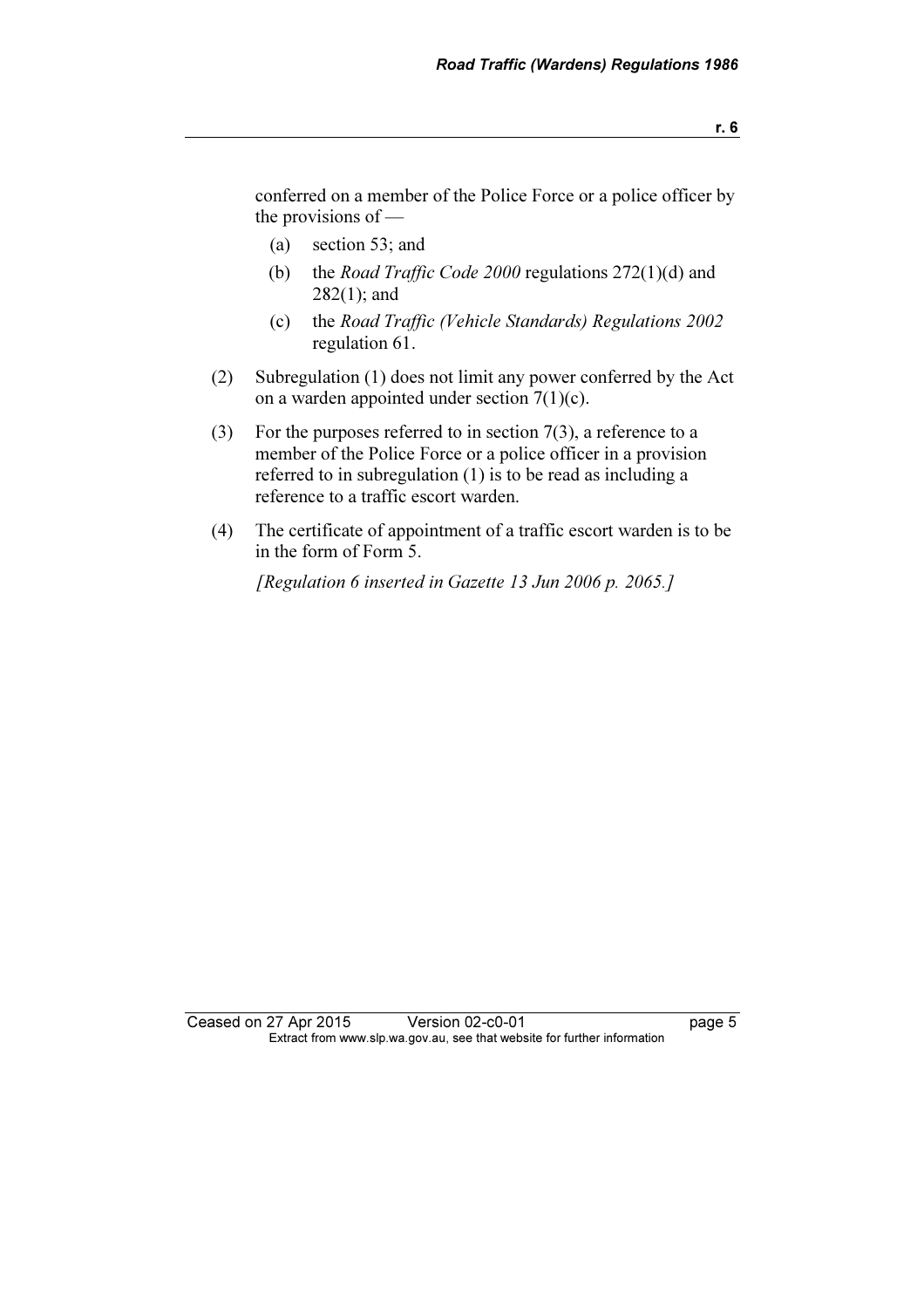conferred on a member of the Police Force or a police officer by the provisions of —

(a) section 53; and

(b) the *Road Traffic Code 2000* regulations 272(1)(d) and 282(1); and

(c) the *Road Traffic (Vehicle Standards) Regulations 2002* regulation 61.

(2) Subregulation (1) does not limit any power conferred by the Act on a warden appointed under section 7(1)(c).

(3) For the purposes referred to in section 7(3), a reference to a member of the Police Force or a police officer in a provision referred to in subregulation (1) is to be read as including a reference to a traffic escort warden.

(4) The certificate of appointment of a traffic escort warden is to be in the form of Form 5.

*[Regulation 6 inserted in Gazette 13 Jun 2006 p. 2065.]*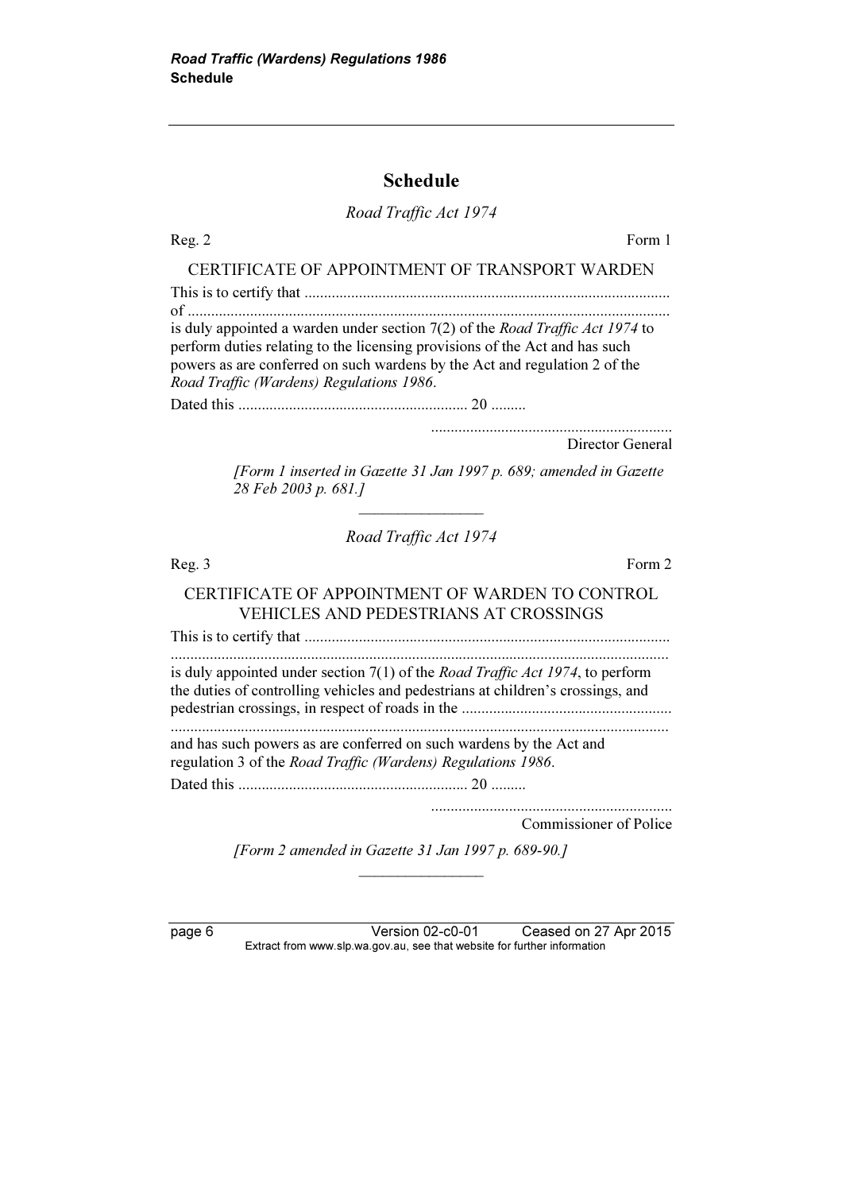# Schedule

*Road Traffic Act 1974*

Reg. 2 — Form 1

CERTIFICATE OF APPOINTMENT OF TRANSPORT WARDEN

This is to certify that ..............................................................................................

of ..........................................................................................................................

is duly appointed a warden under section 7(2) of the *Road Traffic Act 1974* to perform duties relating to the licensing provisions of the Act and has such powers as are conferred on such wardens by the Act and regulation 2 of the *Road Traffic (Wardens) Regulations 1986*.

Dated this ........................................................... 20 .........

.............................................................
Director General

*[Form 1 inserted in Gazette 31 Jan 1997 p. 689; amended in Gazette 28 Feb 2003 p. 681.]*

---

*Road Traffic Act 1974*

Reg. 3 — Form 2

CERTIFICATE OF APPOINTMENT OF WARDEN TO CONTROL VEHICLES AND PEDESTRIANS AT CROSSINGS

This is to certify that ..............................................................................................

..............................................................................................................................

is duly appointed under section 7(1) of the *Road Traffic Act 1974*, to perform the duties of controlling vehicles and pedestrians at children's crossings, and pedestrian crossings, in respect of roads in the .....................................................

..............................................................................................................................

and has such powers as are conferred on such wardens by the Act and regulation 3 of the *Road Traffic (Wardens) Regulations 1986*.

Dated this ........................................................... 20 .........

.............................................................
Commissioner of Police

*[Form 2 amended in Gazette 31 Jan 1997 p. 689-90.]*

---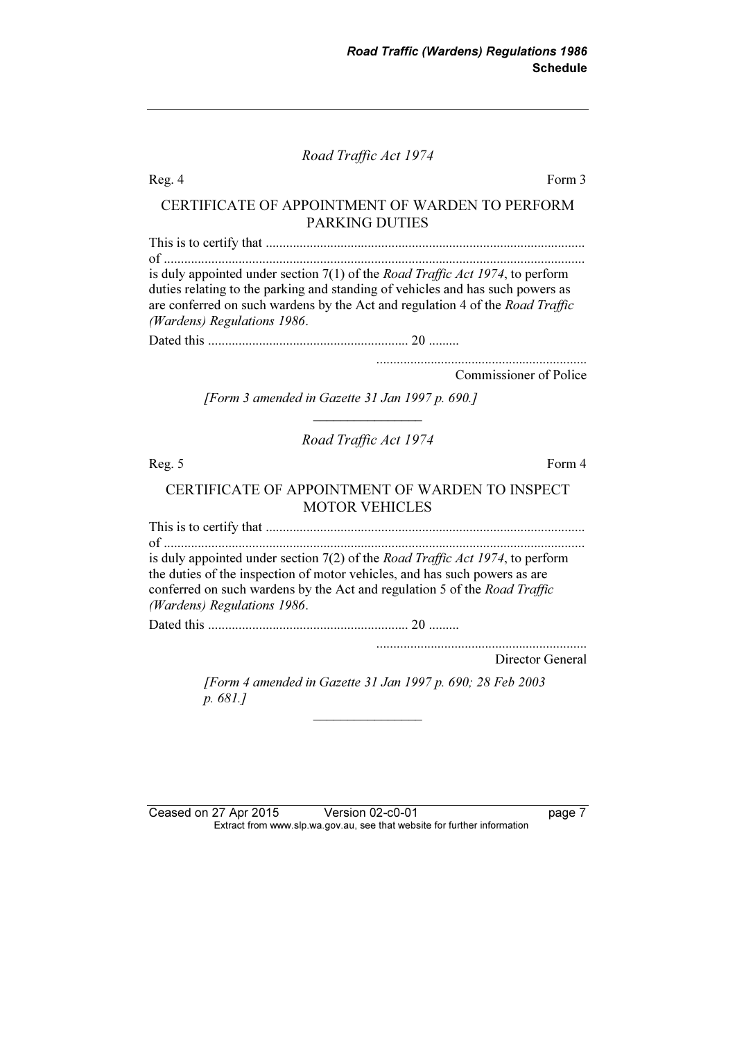*Road Traffic Act 1974*

Reg. 4 Form 3

CERTIFICATE OF APPOINTMENT OF WARDEN TO PERFORM PARKING DUTIES

This is to certify that ..............................................................................................
of ............................................................................................................................
is duly appointed under section 7(1) of the *Road Traffic Act 1974*, to perform duties relating to the parking and standing of vehicles and has such powers as are conferred on such wardens by the Act and regulation 4 of the *Road Traffic (Wardens) Regulations 1986*.

Dated this ........................................................... 20 .........

..............................................................
Commissioner of Police

*[Form 3 amended in Gazette 31 Jan 1997 p. 690.]*

---

*Road Traffic Act 1974*

Reg. 5 Form 4

CERTIFICATE OF APPOINTMENT OF WARDEN TO INSPECT MOTOR VEHICLES

This is to certify that ..............................................................................................
of ............................................................................................................................
is duly appointed under section 7(2) of the *Road Traffic Act 1974*, to perform the duties of the inspection of motor vehicles, and has such powers as are conferred on such wardens by the Act and regulation 5 of the *Road Traffic (Wardens) Regulations 1986*.

Dated this ........................................................... 20 .........

..............................................................
Director General

*[Form 4 amended in Gazette 31 Jan 1997 p. 690; 28 Feb 2003 p. 681.]*

---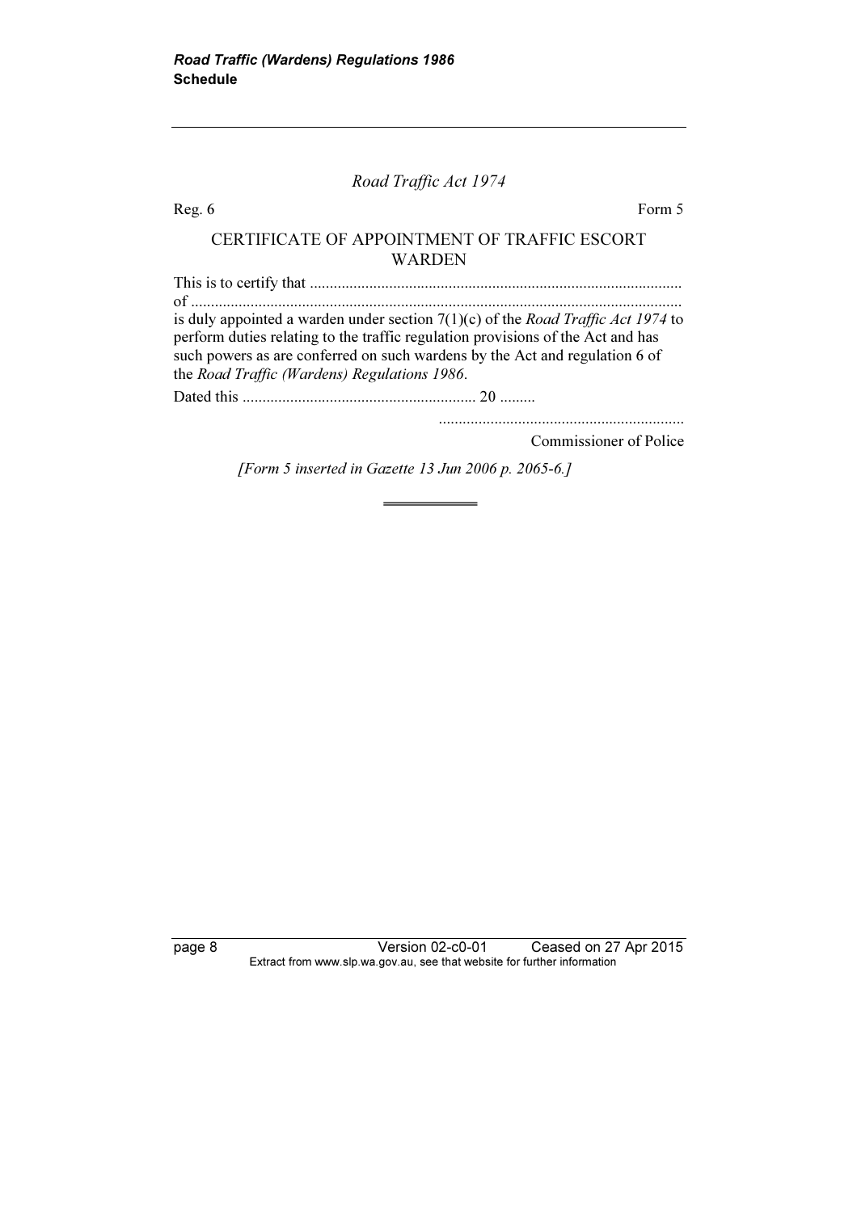*Road Traffic Act 1974*

Reg. 6 Form 5

CERTIFICATE OF APPOINTMENT OF TRAFFIC ESCORT WARDEN

This is to certify that ............................................................................................
of ...........................................................................................................................
is duly appointed a warden under section 7(1)(c) of the *Road Traffic Act 1974* to perform duties relating to the traffic regulation provisions of the Act and has such powers as are conferred on such wardens by the Act and regulation 6 of the *Road Traffic (Wardens) Regulations 1986*.

Dated this .......................................................... 20 .........

.............................................................
Commissioner of Police

*[Form 5 inserted in Gazette 13 Jun 2006 p. 2065-6.]*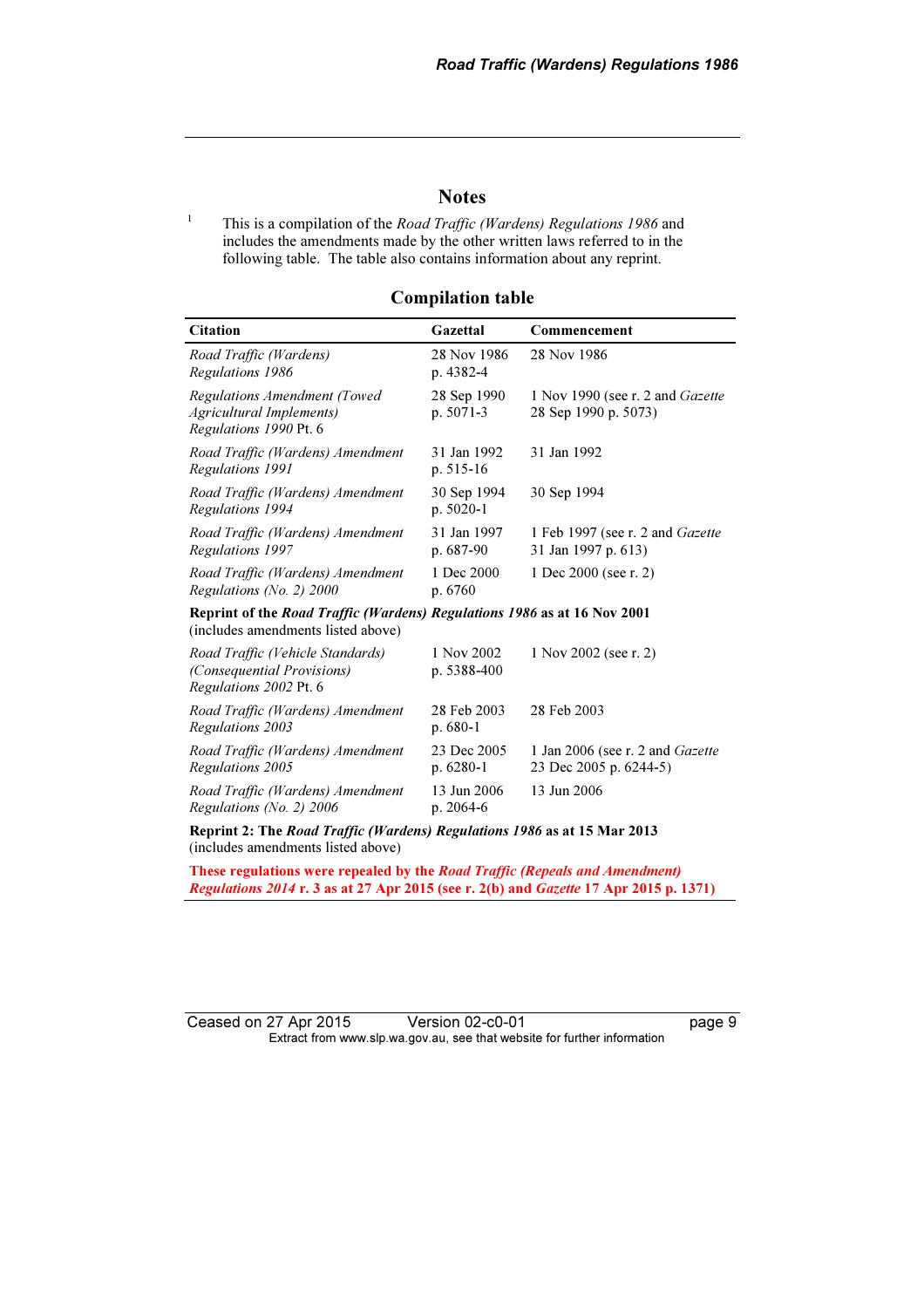## Notes

[1] This is a compilation of the *Road Traffic (Wardens) Regulations 1986* and includes the amendments made by the other written laws referred to in the following table. The table also contains information about any reprint.

### Compilation table

| Citation | Gazettal | Commencement |
|---|---|---|
| *Road Traffic (Wardens) Regulations 1986* | 28 Nov 1986 p. 4382-4 | 28 Nov 1986 |
| *Regulations Amendment (Towed Agricultural Implements) Regulations 1990* Pt. 6 | 28 Sep 1990 p. 5071-3 | 1 Nov 1990 (see r. 2 and *Gazette* 28 Sep 1990 p. 5073) |
| *Road Traffic (Wardens) Amendment Regulations 1991* | 31 Jan 1992 p. 515-16 | 31 Jan 1992 |
| *Road Traffic (Wardens) Amendment Regulations 1994* | 30 Sep 1994 p. 5020-1 | 30 Sep 1994 |
| *Road Traffic (Wardens) Amendment Regulations 1997* | 31 Jan 1997 p. 687-90 | 1 Feb 1997 (see r. 2 and *Gazette* 31 Jan 1997 p. 613) |
| *Road Traffic (Wardens) Amendment Regulations (No. 2) 2000* | 1 Dec 2000 p. 6760 | 1 Dec 2000 (see r. 2) |
| **Reprint of the *Road Traffic (Wardens) Regulations 1986* as at 16 Nov 2001** (includes amendments listed above) | | |
| *Road Traffic (Vehicle Standards) (Consequential Provisions) Regulations 2002* Pt. 6 | 1 Nov 2002 p. 5388-400 | 1 Nov 2002 (see r. 2) |
| *Road Traffic (Wardens) Amendment Regulations 2003* | 28 Feb 2003 p. 680-1 | 28 Feb 2003 |
| *Road Traffic (Wardens) Amendment Regulations 2005* | 23 Dec 2005 p. 6280-1 | 1 Jan 2006 (see r. 2 and *Gazette* 23 Dec 2005 p. 6244-5) |
| *Road Traffic (Wardens) Amendment Regulations (No. 2) 2006* | 13 Jun 2006 p. 2064-6 | 13 Jun 2006 |
| **Reprint 2: The *Road Traffic (Wardens) Regulations 1986* as at 15 Mar 2013** (includes amendments listed above) | | |
| **These regulations were repealed by the *Road Traffic (Repeals and Amendment) Regulations 2014* r. 3 as at 27 Apr 2015 (see r. 2(b) and *Gazette* 17 Apr 2015 p. 1371)** | | |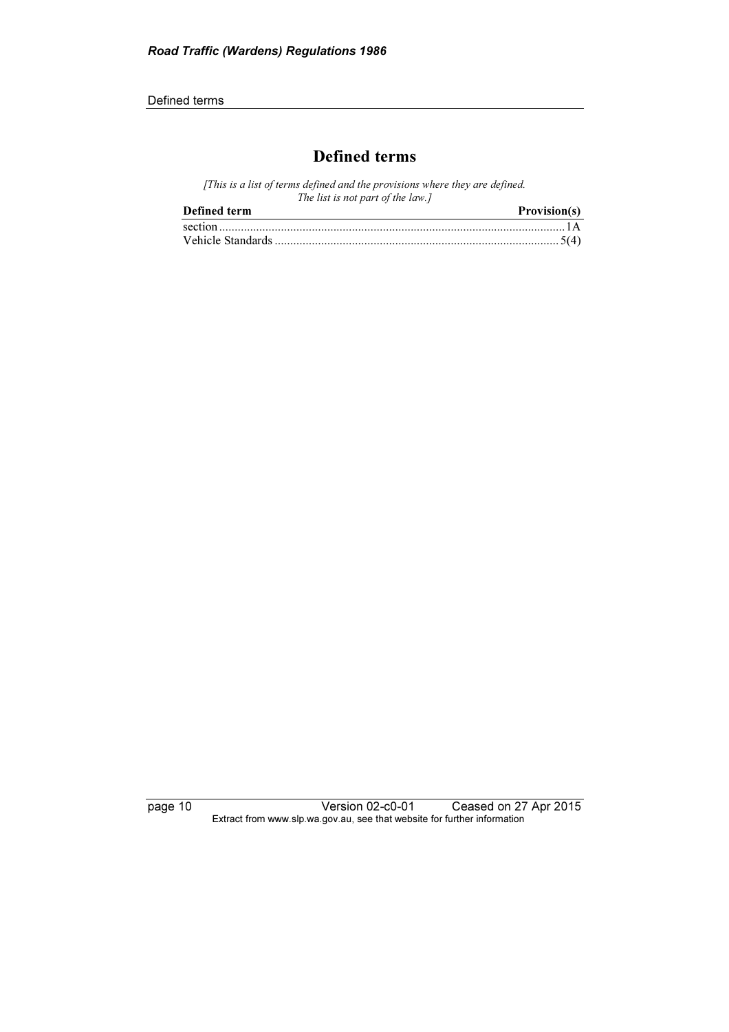# Defined terms

*[This is a list of terms defined and the provisions where they are defined. The list is not part of the law.]*

| Defined term | Provision(s) |
|---|---|
| section | 1A |
| Vehicle Standards | 5(4) |